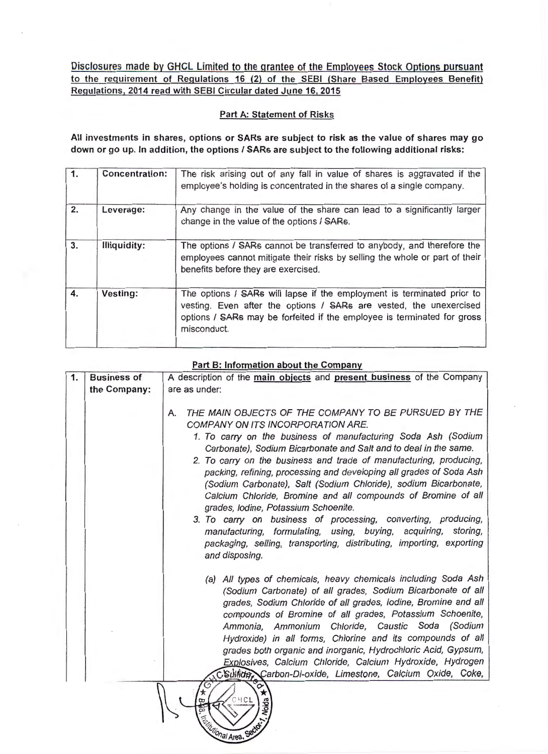**Disclosures made by GHCL Limited to the grantee of the Employees Stock Options pursuant to the requirement of Regulations 16 (2) of the SEBI (Share Based Employees Benefit) Regulations, 2014 read with SEBI Circular dated June 16, 2015**

**Part A: Statement of Risks**

**All investments in shares, options or SARs are subject to risk as the value of shares may go down or go up. In addition, the options / SARs are subject to the following additional risks:**

| 1. | **Concentration:** | The risk arising out of any fall in value of shares is aggravated if the employee's holding is concentrated in the shares of a single company. |
|---|---|---|
| 2. | **Leverage:** | Any change in the value of the share can lead to a significantly larger change in the value of the options / SARs. |
| 3. | **Illiquidity:** | The options / SARs cannot be transferred to anybody, and therefore the employees cannot mitigate their risks by selling the whole or part of their benefits before they are exercised. |
| 4. | **Vesting:** | The options / SARs will lapse if the employment is terminated prior to vesting. Even after the options / SARs are vested, the unexercised options / SARs may be forfeited if the employee is terminated for gross misconduct. |

**Part B: Information about the Company**

| 1. | **Business of the Company:** | A description of the **main objects** and **present business** of the Company are as under:<br><br>A. *THE MAIN OBJECTS OF THE COMPANY TO BE PURSUED BY THE COMPANY ON ITS INCORPORATION ARE.*<br>*1. To carry on the business of manufacturing Soda Ash (Sodium Carbonate), Sodium Bicarbonate and Salt and to deal in the same.*<br>*2. To carry on the business and trade of manufacturing, producing, packing, refining, processing and developing all grades of Soda Ash (Sodium Carbonate), Salt (Sodium Chloride), sodium Bicarbonate, Calcium Chloride, Bromine and all compounds of Bromine of all grades, Iodine, Potassium Schoenite.*<br>*3. To carry on business of processing, converting, producing, manufacturing, formulating, using, buying, acquiring, storing, packaging, selling, transporting, distributing, importing, exporting and disposing.*<br><br>*(a) All types of chemicals, heavy chemicals including Soda Ash (Sodium Carbonate) of all grades, Sodium Bicarbonate of all grades, Sodium Chloride of all grades, Iodine, Bromine and all compounds of Bromine of all grades, Potassium Schoenite, Ammonia, Ammonium Chloride, Caustic Soda (Sodium Hydroxide) in all forms, Chlorine and its compounds of all grades both organic and inorganic, Hydrochloric Acid, Gypsum, Explosives, Calcium Chloride, Calcium Hydroxide, Hydrogen Sulfide, Carbon-Di-oxide, Limestone, Calcium Oxide, Coke,* |
|---|---|---|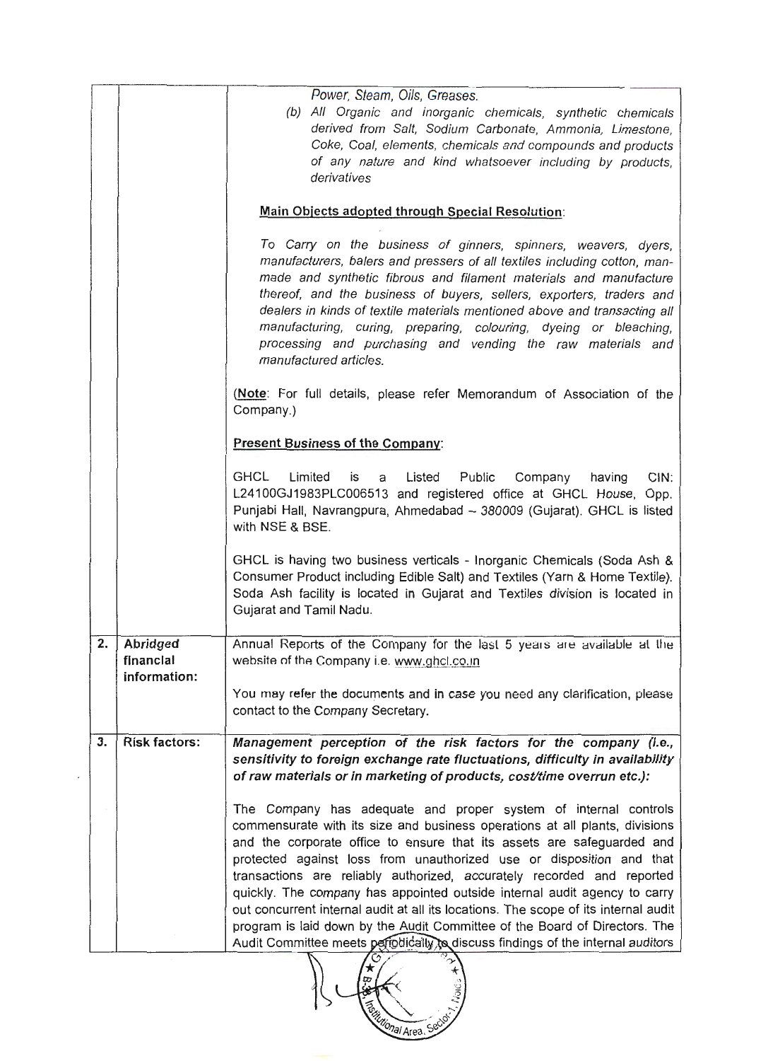| | | |
|---|---|---|
| | | *Power, Steam, Oils, Greases.*<br>*(b) All Organic and inorganic chemicals, synthetic chemicals derived from Salt, Sodium Carbonate, Ammonia, Limestone, Coke, Coal, elements, chemicals and compounds and products of any nature and kind whatsoever including by products, derivatives*<br><br>**Main Objects adopted through Special Resolution**:<br><br>*To Carry on the business of ginners, spinners, weavers, dyers, manufacturers, balers and pressers of all textiles including cotton, man-made and synthetic fibrous and filament materials and manufacture thereof, and the business of buyers, sellers, exporters, traders and dealers in kinds of textile materials mentioned above and transacting all manufacturing, curing, preparing, colouring, dyeing or bleaching, processing and purchasing and vending the raw materials and manufactured articles.*<br><br>(**Note**: For full details, please refer Memorandum of Association of the Company.)<br><br>**Present Business of the Company**:<br><br>GHCL Limited is a Listed Public Company having CIN: L24100GJ1983PLC006513 and registered office at GHCL House, Opp. Punjabi Hall, Navrangpura, Ahmedabad – 380009 (Gujarat). GHCL is listed with NSE & BSE.<br><br>GHCL is having two business verticals - Inorganic Chemicals (Soda Ash & Consumer Product including Edible Salt) and Textiles (Yarn & Home Textile). Soda Ash facility is located in Gujarat and Textiles division is located in Gujarat and Tamil Nadu. |
| **2.** | **Abridged financial information:** | Annual Reports of the Company for the last 5 years are available at the website of the Company i.e. www.ghcl.co.in<br><br>You may refer the documents and in case you need any clarification, please contact to the Company Secretary. |
| **3.** | **Risk factors:** | ***Management perception of the risk factors for the company (i.e., sensitivity to foreign exchange rate fluctuations, difficulty in availability of raw materials or in marketing of products, cost/time overrun etc.):***<br><br>The Company has adequate and proper system of internal controls commensurate with its size and business operations at all plants, divisions and the corporate office to ensure that its assets are safeguarded and protected against loss from unauthorized use or disposition and that transactions are reliably authorized, accurately recorded and reported quickly. The company has appointed outside internal audit agency to carry out concurrent internal audit at all its locations. The scope of its internal audit program is laid down by the Audit Committee of the Board of Directors. The Audit Committee meets periodically to discuss findings of the internal auditors |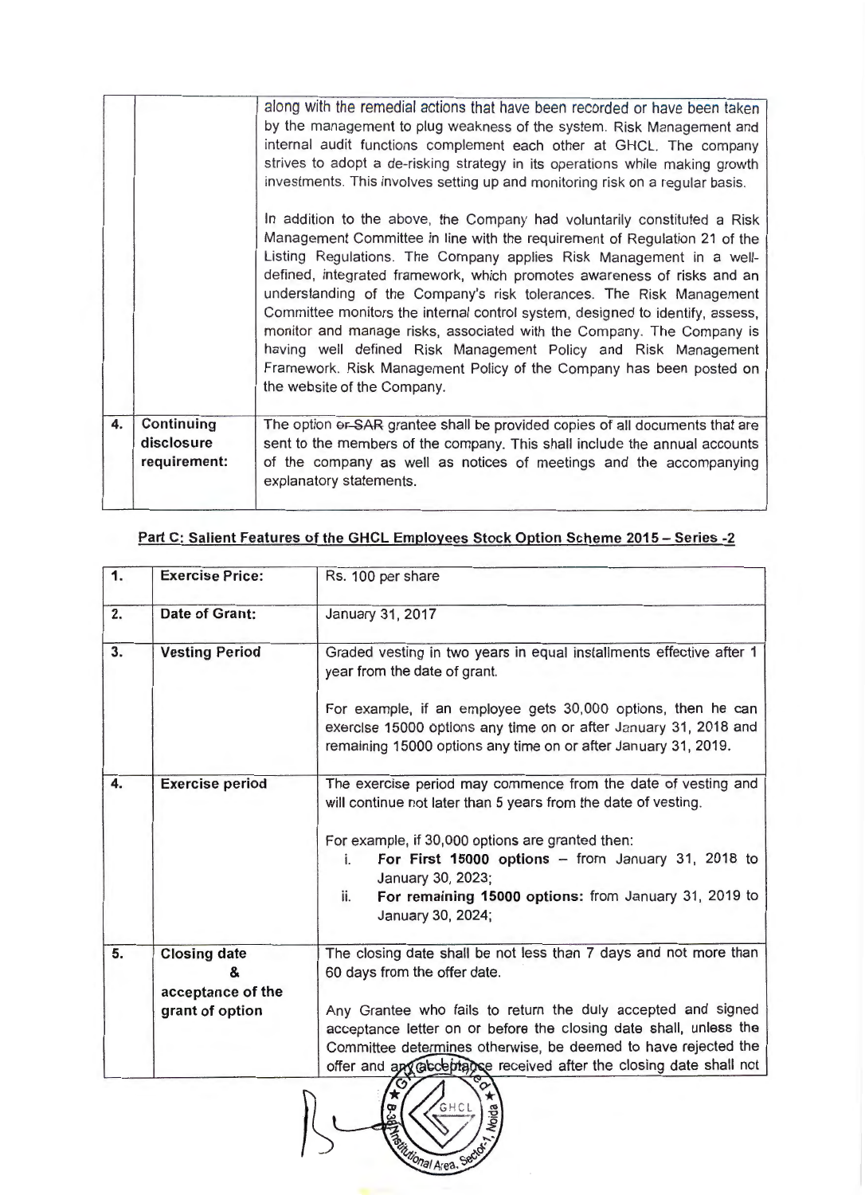|  |  | along with the remedial actions that have been recorded or have been taken by the management to plug weakness of the system. Risk Management and internal audit functions complement each other at GHCL. The company strives to adopt a de-risking strategy in its operations while making growth investments. This involves setting up and monitoring risk on a regular basis.<br><br>In addition to the above, the Company had voluntarily constituted a Risk Management Committee in line with the requirement of Regulation 21 of the Listing Regulations. The Company applies Risk Management in a well-defined, integrated framework, which promotes awareness of risks and an understanding of the Company's risk tolerances. The Risk Management Committee monitors the internal control system, designed to identify, assess, monitor and manage risks, associated with the Company. The Company is having well defined Risk Management Policy and Risk Management Framework. Risk Management Policy of the Company has been posted on the website of the Company. |
|---|---|---|
| **4.** | **Continuing disclosure requirement:** | The option ~~or SAR~~ grantee shall be provided copies of all documents that are sent to the members of the company. This shall include the annual accounts of the company as well as notices of meetings and the accompanying explanatory statements. |

**Part C: Salient Features of the GHCL Employees Stock Option Scheme 2015 – Series -2**

| 1. | **Exercise Price:** | Rs. 100 per share |
|---|---|---|
| 2. | **Date of Grant:** | January 31, 2017 |
| 3. | **Vesting Period** | Graded vesting in two years in equal installments effective after 1 year from the date of grant.<br><br>For example, if an employee gets 30,000 options, then he can exercise 15000 options any time on or after January 31, 2018 and remaining 15000 options any time on or after January 31, 2019. |
| 4. | **Exercise period** | The exercise period may commence from the date of vesting and will continue not later than 5 years from the date of vesting.<br><br>For example, if 30,000 options are granted then:<br>i. **For First 15000 options** – from January 31, 2018 to January 30, 2023;<br>ii. **For remaining 15000 options:** from January 31, 2019 to January 30, 2024; |
| 5. | **Closing date & acceptance of the grant of option** | The closing date shall be not less than 7 days and not more than 60 days from the offer date.<br><br>Any Grantee who fails to return the duly accepted and signed acceptance letter on or before the closing date shall, unless the Committee determines otherwise, be deemed to have rejected the offer and any acceptance received after the closing date shall not |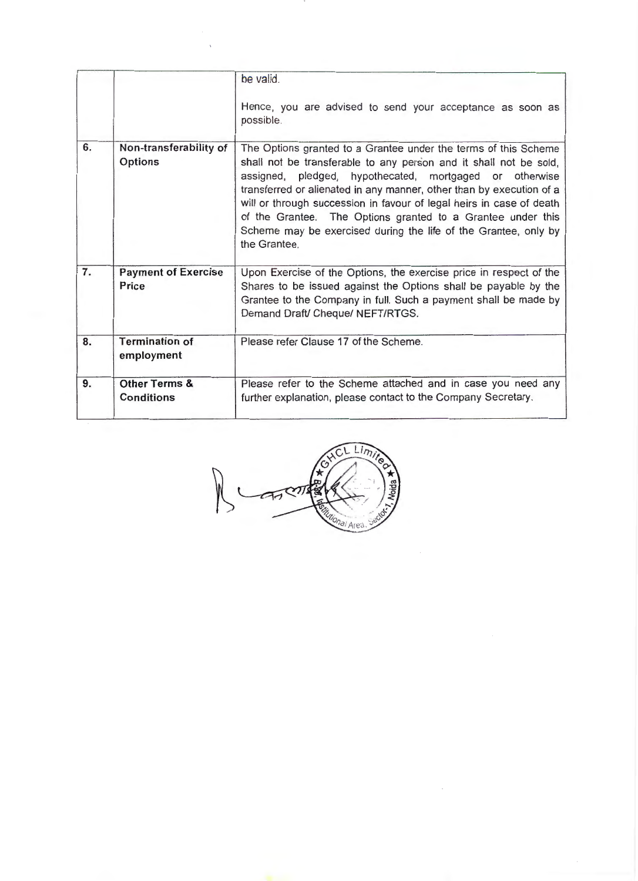| | | |
|---|---|---|
| | | be valid.<br><br>Hence, you are advised to send your acceptance as soon as possible. |
| 6. | **Non-transferability of Options** | The Options granted to a Grantee under the terms of this Scheme shall not be transferable to any person and it shall not be sold, assigned, pledged, hypothecated, mortgaged or otherwise transferred or alienated in any manner, other than by execution of a will or through succession in favour of legal heirs in case of death of the Grantee. The Options granted to a Grantee under this Scheme may be exercised during the life of the Grantee, only by the Grantee. |
| 7. | **Payment of Exercise Price** | Upon Exercise of the Options, the exercise price in respect of the Shares to be issued against the Options shall be payable by the Grantee to the Company in full. Such a payment shall be made by Demand Draft/ Cheque/ NEFT/RTGS. |
| 8. | **Termination of employment** | Please refer Clause 17 of the Scheme. |
| 9. | **Other Terms & Conditions** | Please refer to the Scheme attached and in case you need any further explanation, please contact to the Company Secretary. |

GHCL Limited, B-38, Institutional Area, Sector-1, Noida